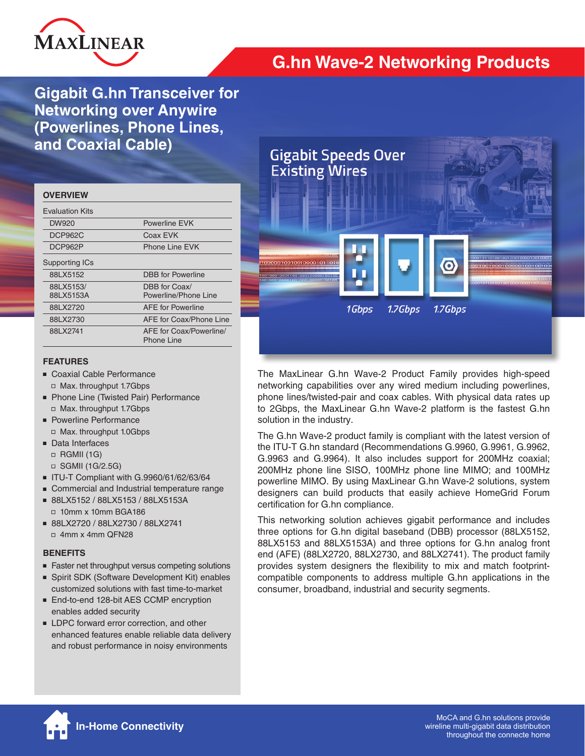MaxLinear

# G.hn Wave-2 Networking Products

## Gigabit G.hn Transceiver for Networking over Anywire (Powerlines, Phone Lines, and Coaxial Cable)

Gigabit Speeds Over Existing Wires

1Gbps 1.7Gbps 1.7Gbps

### OVERVIEW

| Evaluation Kits | |
|---|---|
| DW920 | Powerline EVK |
| DCP962C | Coax EVK |
| DCP962P | Phone Line EVK |

| Supporting ICs | |
|---|---|
| 88LX5152 | DBB for Powerline |
| 88LX5153/ 88LX5153A | DBB for Coax/ Powerline/Phone Line |
| 88LX2720 | AFE for Powerline |
| 88LX2730 | AFE for Coax/Phone Line |
| 88LX2741 | AFE for Coax/Powerline/ Phone Line |

### FEATURES

- Coaxial Cable Performance
  - Max. throughput 1.7Gbps
- Phone Line (Twisted Pair) Performance
  - Max. throughput 1.7Gbps
- Powerline Performance
  - Max. throughput 1.0Gbps
- Data Interfaces
  - RGMII (1G)
  - SGMII (1G/2.5G)
- ITU-T Compliant with G.9960/61/62/63/64
- Commercial and Industrial temperature range
- 88LX5152 / 88LX5153 / 88LX5153A
  - 10mm x 10mm BGA186
- 88LX2720 / 88LX2730 / 88LX2741
  - 4mm x 4mm QFN28

### BENEFITS

- Faster net throughput versus competing solutions
- Spirit SDK (Software Development Kit) enables customized solutions with fast time-to-market
- End-to-end 128-bit AES CCMP encryption enables added security
- LDPC forward error correction, and other enhanced features enable reliable data delivery and robust performance in noisy environments

The MaxLinear G.hn Wave-2 Product Family provides high-speed networking capabilities over any wired medium including powerlines, phone lines/twisted-pair and coax cables. With physical data rates up to 2Gbps, the MaxLinear G.hn Wave-2 platform is the fastest G.hn solution in the industry.

The G.hn Wave-2 product family is compliant with the latest version of the ITU-T G.hn standard (Recommendations G.9960, G.9961, G.9962, G.9963 and G.9964). It also includes support for 200MHz coaxial; 200MHz phone line SISO, 100MHz phone line MIMO; and 100MHz powerline MIMO. By using MaxLinear G.hn Wave-2 solutions, system designers can build products that easily achieve HomeGrid Forum certification for G.hn compliance.

This networking solution achieves gigabit performance and includes three options for G.hn digital baseband (DBB) processor (88LX5152, 88LX5153 and 88LX5153A) and three options for G.hn analog front end (AFE) (88LX2720, 88LX2730, and 88LX2741). The product family provides system designers the flexibility to mix and match footprint-compatible components to address multiple G.hn applications in the consumer, broadband, industrial and security segments.

**In-Home Connectivity**

MoCA and G.hn solutions provide wireline multi-gigabit data distribution throughout the connecte home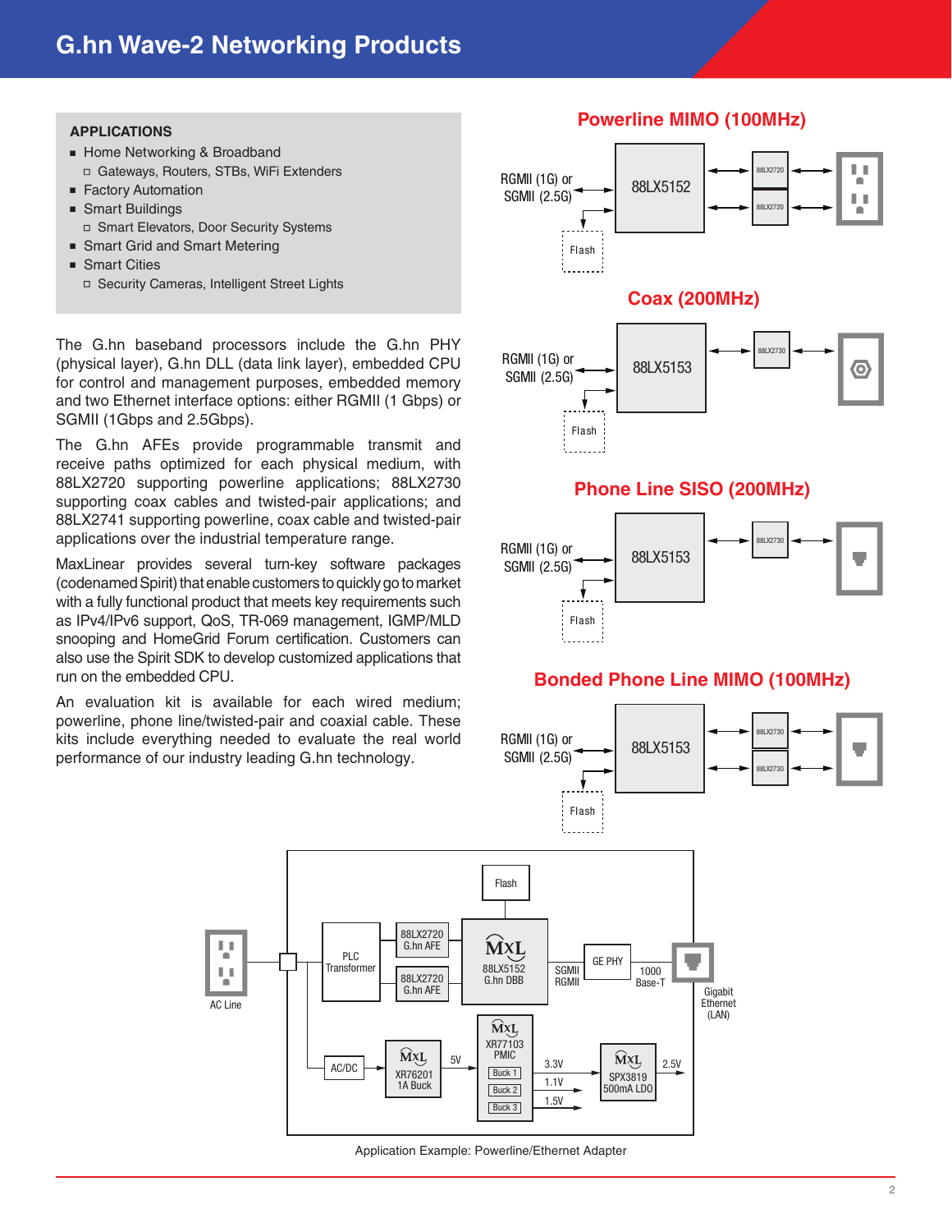# G.hn Wave-2 Networking Products

**APPLICATIONS**

- Home Networking & Broadband
  - Gateways, Routers, STBs, WiFi Extenders
- Factory Automation
- Smart Buildings
  - Smart Elevators, Door Security Systems
- Smart Grid and Smart Metering
- Smart Cities
  - Security Cameras, Intelligent Street Lights

The G.hn baseband processors include the G.hn PHY (physical layer), G.hn DLL (data link layer), embedded CPU for control and management purposes, embedded memory and two Ethernet interface options: either RGMII (1 Gbps) or SGMII (1Gbps and 2.5Gbps).

The G.hn AFEs provide programmable transmit and receive paths optimized for each physical medium, with 88LX2720 supporting powerline applications; 88LX2730 supporting coax cables and twisted-pair applications; and 88LX2741 supporting powerline, coax cable and twisted-pair applications over the industrial temperature range.

MaxLinear provides several turn-key software packages (codenamed Spirit) that enable customers to quickly go to market with a fully functional product that meets key requirements such as IPv4/IPv6 support, QoS, TR-069 management, IGMP/MLD snooping and HomeGrid Forum certification. Customers can also use the Spirit SDK to develop customized applications that run on the embedded CPU.

An evaluation kit is available for each wired medium; powerline, phone line/twisted-pair and coaxial cable. These kits include everything needed to evaluate the real world performance of our industry leading G.hn technology.

## Powerline MIMO (100MHz)

RGMII (1G) or SGMII (2.5G) — 88LX5152 — 88LX2720 / 88LX2720 — Flash

## Coax (200MHz)

RGMII (1G) or SGMII (2.5G) — 88LX5153 — 88LX2730 — Flash

## Phone Line SISO (200MHz)

RGMII (1G) or SGMII (2.5G) — 88LX5153 — 88LX2730 — Flash

## Bonded Phone Line MIMO (100MHz)

RGMII (1G) or SGMII (2.5G) — 88LX5153 — 88LX2730 / 88LX2730 — Flash

AC Line — PLC Transformer — 88LX2720 G.hn AFE / 88LX2720 G.hn AFE — MxL 88LX5152 G.hn DBB — Flash — SGMII RGMII — GE PHY — 1000 Base-T — Gigabit Ethernet (LAN)

AC/DC — MxL XR76201 1A Buck — 5V — MxL XR77103 PMIC (Buck 1, Buck 2, Buck 3) — 3.3V, 1.1V, 1.5V — MxL SPX3819 500mA LDO — 2.5V

Application Example: Powerline/Ethernet Adapter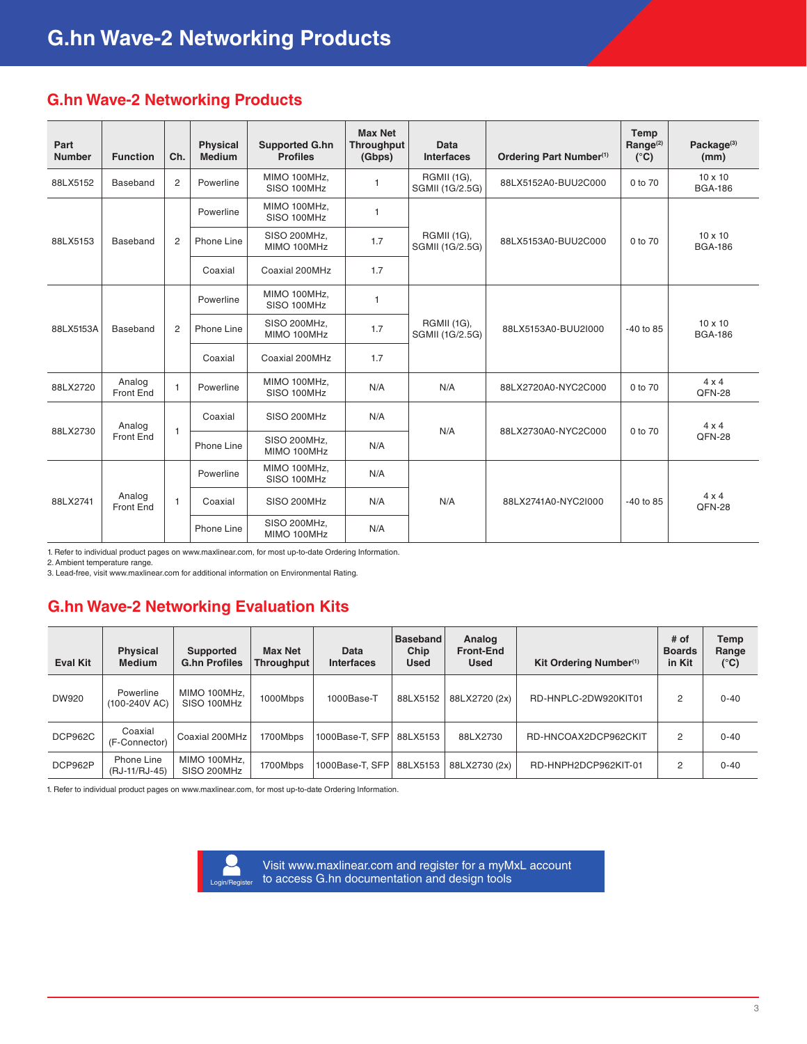# G.hn Wave-2 Networking Products

## G.hn Wave-2 Networking Products

| Part Number | Function | Ch. | Physical Medium | Supported G.hn Profiles | Max Net Throughput (Gbps) | Data Interfaces | Ordering Part Number[1] | Temp Range[2] (°C) | Package[3] (mm) |
|---|---|---|---|---|---|---|---|---|---|
| 88LX5152 | Baseband | 2 | Powerline | MIMO 100MHz, SISO 100MHz | 1 | RGMII (1G), SGMII (1G/2.5G) | 88LX5152A0-BUU2C000 | 0 to 70 | 10 x 10 BGA-186 |
| 88LX5153 | Baseband | 2 | Powerline | MIMO 100MHz, SISO 100MHz | 1 | RGMII (1G), SGMII (1G/2.5G) | 88LX5153A0-BUU2C000 | 0 to 70 | 10 x 10 BGA-186 |
| | | | Phone Line | SISO 200MHz, MIMO 100MHz | 1.7 | | | | |
| | | | Coaxial | Coaxial 200MHz | 1.7 | | | | |
| 88LX5153A | Baseband | 2 | Powerline | MIMO 100MHz, SISO 100MHz | 1 | RGMII (1G), SGMII (1G/2.5G) | 88LX5153A0-BUU2I000 | -40 to 85 | 10 x 10 BGA-186 |
| | | | Phone Line | SISO 200MHz, MIMO 100MHz | 1.7 | | | | |
| | | | Coaxial | Coaxial 200MHz | 1.7 | | | | |
| 88LX2720 | Analog Front End | 1 | Powerline | MIMO 100MHz, SISO 100MHz | N/A | N/A | 88LX2720A0-NYC2C000 | 0 to 70 | 4 x 4 QFN-28 |
| 88LX2730 | Analog Front End | 1 | Coaxial | SISO 200MHz | N/A | N/A | 88LX2730A0-NYC2C000 | 0 to 70 | 4 x 4 QFN-28 |
| | | | Phone Line | SISO 200MHz, MIMO 100MHz | N/A | | | | |
| 88LX2741 | Analog Front End | 1 | Powerline | MIMO 100MHz, SISO 100MHz | N/A | N/A | 88LX2741A0-NYC2I000 | -40 to 85 | 4 x 4 QFN-28 |
| | | | Coaxial | SISO 200MHz | N/A | | | | |
| | | | Phone Line | SISO 200MHz, MIMO 100MHz | N/A | | | | |

1. Refer to individual product pages on www.maxlinear.com, for most up-to-date Ordering Information.
2. Ambient temperature range.
3. Lead-free, visit www.maxlinear.com for additional information on Environmental Rating.

## G.hn Wave-2 Networking Evaluation Kits

| Eval Kit | Physical Medium | Supported G.hn Profiles | Max Net Throughput | Data Interfaces | Baseband Chip Used | Analog Front-End Used | Kit Ordering Number[1] | # of Boards in Kit | Temp Range (°C) |
|---|---|---|---|---|---|---|---|---|---|
| DW920 | Powerline (100-240V AC) | MIMO 100MHz, SISO 100MHz | 1000Mbps | 1000Base-T | 88LX5152 | 88LX2720 (2x) | RD-HNPLC-2DW920KIT01 | 2 | 0-40 |
| DCP962C | Coaxial (F-Connector) | Coaxial 200MHz | 1700Mbps | 1000Base-T, SFP | 88LX5153 | 88LX2730 | RD-HNCOAX2DCP962CKIT | 2 | 0-40 |
| DCP962P | Phone Line (RJ-11/RJ-45) | MIMO 100MHz, SISO 200MHz | 1700Mbps | 1000Base-T, SFP | 88LX5153 | 88LX2730 (2x) | RD-HNPH2DCP962KIT-01 | 2 | 0-40 |

1. Refer to individual product pages on www.maxlinear.com, for most up-to-date Ordering Information.

Login/Register

Visit www.maxlinear.com and register for a myMxL account to access G.hn documentation and design tools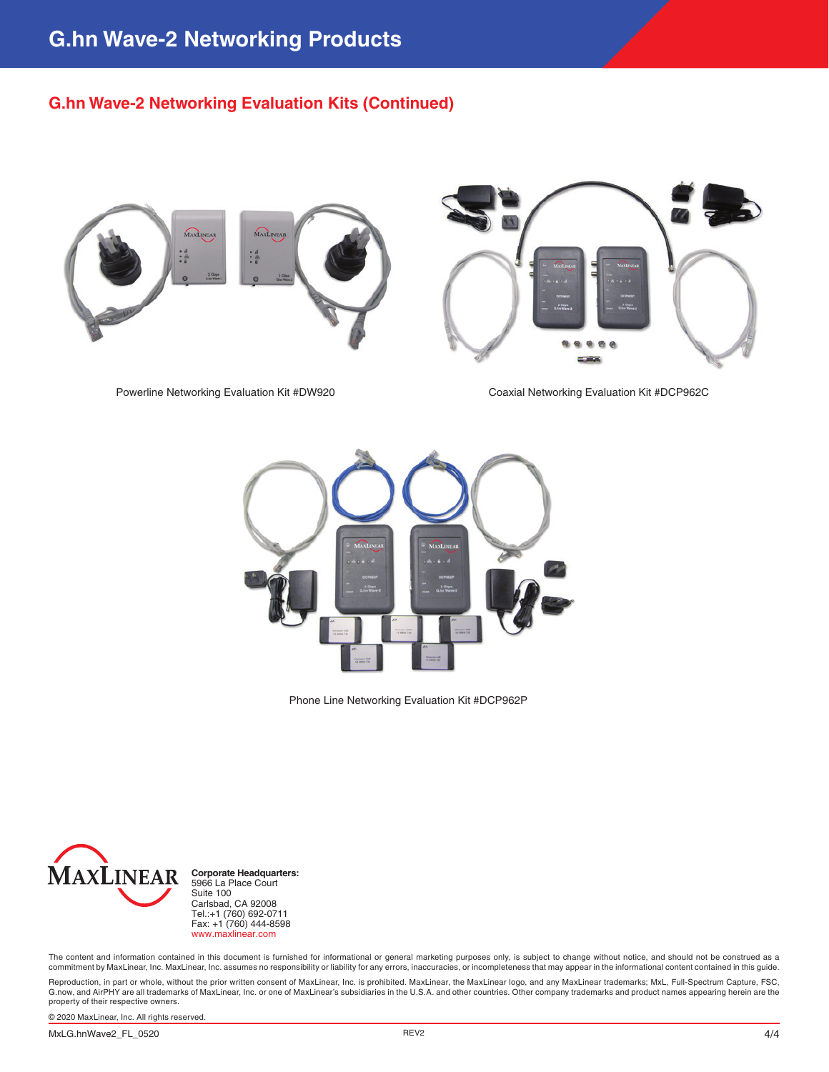## G.hn Wave-2 Networking Evaluation Kits (Continued)

Powerline Networking Evaluation Kit #DW920

Coaxial Networking Evaluation Kit #DCP962C

Phone Line Networking Evaluation Kit #DCP962P

**Corporate Headquarters:**
5966 La Place Court
Suite 100
Carlsbad, CA 92008
Tel.:+1 (760) 692-0711
Fax: +1 (760) 444-8598
www.maxlinear.com

The content and information contained in this document is furnished for informational or general marketing purposes only, is subject to change without notice, and should not be construed as a commitment by MaxLinear, Inc. MaxLinear, Inc. assumes no responsibility or liability for any errors, inaccuracies, or incompleteness that may appear in the informational content contained in this guide.

Reproduction, in part or whole, without the prior written consent of MaxLinear, Inc. is prohibited. MaxLinear, the MaxLinear logo, and any MaxLinear trademarks; MxL, Full-Spectrum Capture, FSC, G.now, and AirPHY are all trademarks of MaxLinear, Inc. or one of MaxLinear's subsidiaries in the U.S.A. and other countries. Other company trademarks and product names appearing herein are the property of their respective owners.

© 2020 MaxLinear, Inc. All rights reserved.

MxLG.hnWave2_FL_0520 REV2